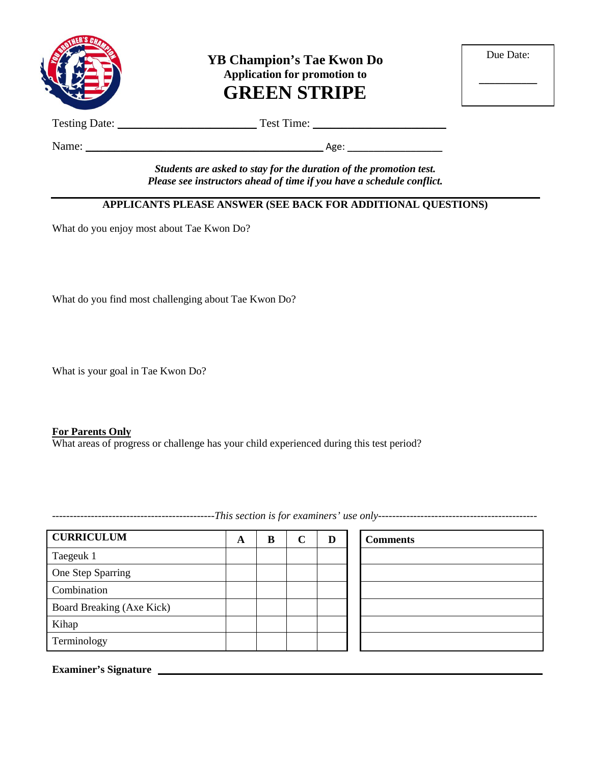# YB Champion's Tae Kwon Do

**Application for promotion to**

# GREEN STRIPE

Due Date: __________

Testing Date: ______________________ Test Time: ______________________

Name: ________________________________________ Age: ________________

***Students are asked to stay for the duration of the promotion test.***
***Please see instructors ahead of time if you have a schedule conflict.***

---

**APPLICANTS PLEASE ANSWER (SEE BACK FOR ADDITIONAL QUESTIONS)**

What do you enjoy most about Tae Kwon Do?

What do you find most challenging about Tae Kwon Do?

What is your goal in Tae Kwon Do?

**<u>For Parents Only</u>**
What areas of progress or challenge has your child experienced during this test period?

----------------------------------------------*This section is for examiners' use only*---------------------------------------------

| CURRICULUM | A | B | C | D |
|---|---|---|---|---|
| Taegeuk 1 | | | | |
| One Step Sparring | | | | |
| Combination | | | | |
| Board Breaking (Axe Kick) | | | | |
| Kihap | | | | |
| Terminology | | | | |

| Comments |
|---|
| |
| |
| |
| |
| |
| |

**Examiner's Signature** ________________________________________________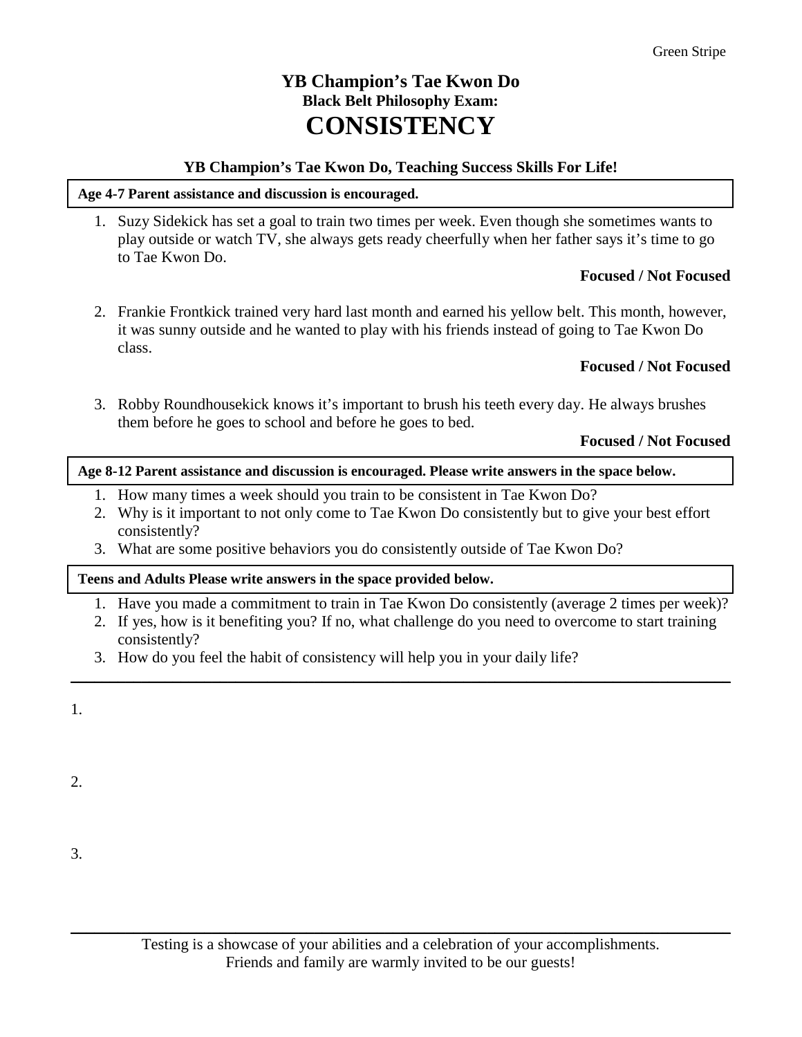Green Stripe

# YB Champion's Tae Kwon Do

### Black Belt Philosophy Exam:

# CONSISTENCY

**YB Champion's Tae Kwon Do, Teaching Success Skills For Life!**

**Age 4-7 Parent assistance and discussion is encouraged.**

1. Suzy Sidekick has set a goal to train two times per week. Even though she sometimes wants to play outside or watch TV, she always gets ready cheerfully when her father says it's time to go to Tae Kwon Do.

   **Focused / Not Focused**

2. Frankie Frontkick trained very hard last month and earned his yellow belt. This month, however, it was sunny outside and he wanted to play with his friends instead of going to Tae Kwon Do class.

   **Focused / Not Focused**

3. Robby Roundhousekick knows it's important to brush his teeth every day. He always brushes them before he goes to school and before he goes to bed.

   **Focused / Not Focused**

**Age 8-12 Parent assistance and discussion is encouraged. Please write answers in the space below.**

1. How many times a week should you train to be consistent in Tae Kwon Do?
2. Why is it important to not only come to Tae Kwon Do consistently but to give your best effort consistently?
3. What are some positive behaviors you do consistently outside of Tae Kwon Do?

**Teens and Adults Please write answers in the space provided below.**

1. Have you made a commitment to train in Tae Kwon Do consistently (average 2 times per week)?
2. If yes, how is it benefiting you? If no, what challenge do you need to overcome to start training consistently?
3. How do you feel the habit of consistency will help you in your daily life?

---

1.

2.

3.

---

Testing is a showcase of your abilities and a celebration of your accomplishments.
Friends and family are warmly invited to be our guests!